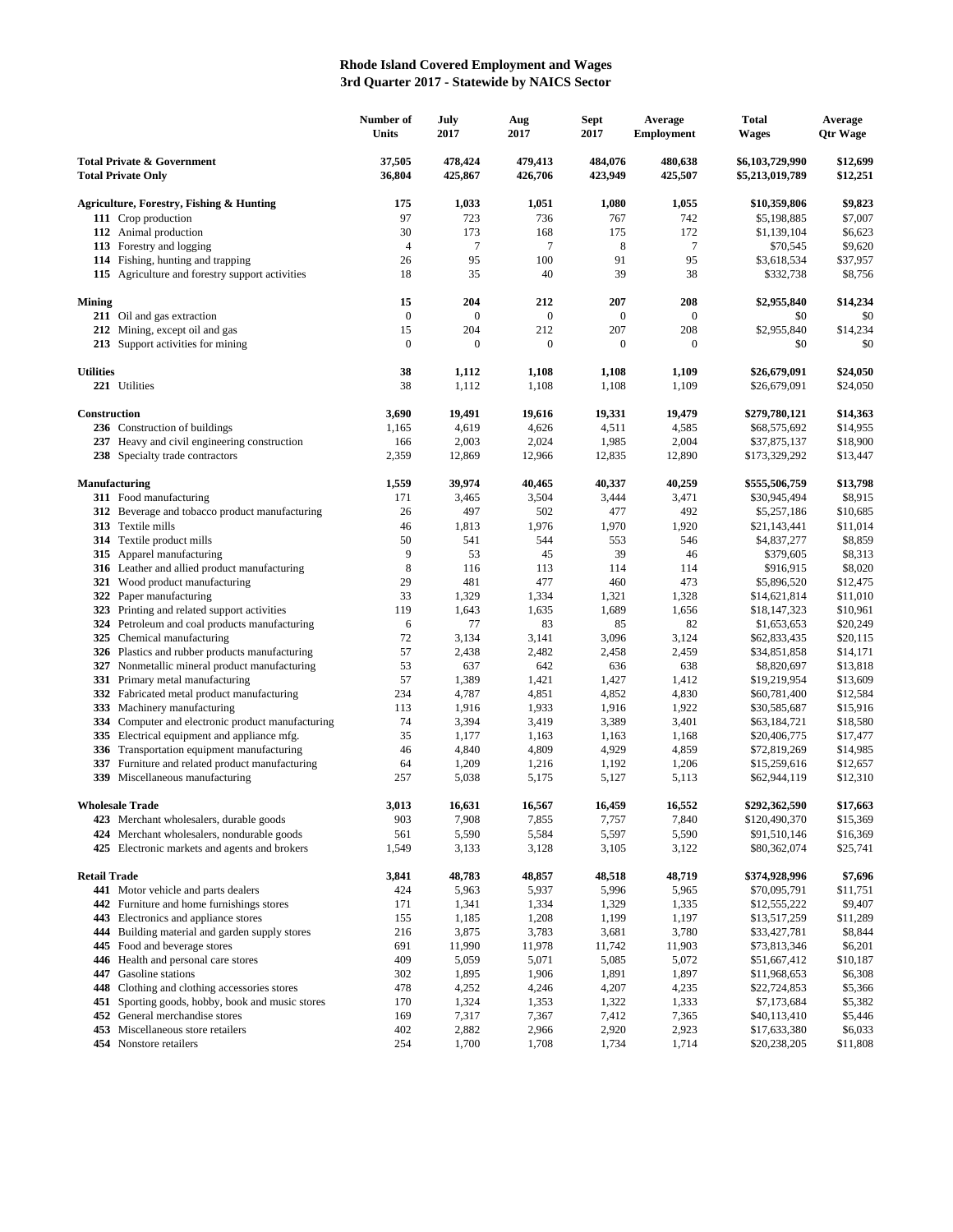# Rhode Island Covered Employment and Wages
## 3rd Quarter 2017 - Statewide by NAICS Sector

| | Number of Units | July 2017 | Aug 2017 | Sept 2017 | Average Employment | Total Wages | Average Qtr Wage |
|---|---|---|---|---|---|---|---|
| **Total Private & Government** | **37,505** | **478,424** | **479,413** | **484,076** | **480,638** | **$6,103,729,990** | **$12,699** |
| **Total Private Only** | **36,804** | **425,867** | **426,706** | **423,949** | **425,507** | **$5,213,019,789** | **$12,251** |
| **Agriculture, Forestry, Fishing & Hunting** | **175** | **1,033** | **1,051** | **1,080** | **1,055** | **$10,359,806** | **$9,823** |
| **111** Crop production | 97 | 723 | 736 | 767 | 742 | $5,198,885 | $7,007 |
| **112** Animal production | 30 | 173 | 168 | 175 | 172 | $1,139,104 | $6,623 |
| **113** Forestry and logging | 4 | 7 | 7 | 8 | 7 | $70,545 | $9,620 |
| **114** Fishing, hunting and trapping | 26 | 95 | 100 | 91 | 95 | $3,618,534 | $37,957 |
| **115** Agriculture and forestry support activities | 18 | 35 | 40 | 39 | 38 | $332,738 | $8,756 |
| **Mining** | **15** | **204** | **212** | **207** | **208** | **$2,955,840** | **$14,234** |
| **211** Oil and gas extraction | 0 | 0 | 0 | 0 | 0 | $0 | $0 |
| **212** Mining, except oil and gas | 15 | 204 | 212 | 207 | 208 | $2,955,840 | $14,234 |
| **213** Support activities for mining | 0 | 0 | 0 | 0 | 0 | $0 | $0 |
| **Utilities** | **38** | **1,112** | **1,108** | **1,108** | **1,109** | **$26,679,091** | **$24,050** |
| **221** Utilities | 38 | 1,112 | 1,108 | 1,108 | 1,109 | $26,679,091 | $24,050 |
| **Construction** | **3,690** | **19,491** | **19,616** | **19,331** | **19,479** | **$279,780,121** | **$14,363** |
| **236** Construction of buildings | 1,165 | 4,619 | 4,626 | 4,511 | 4,585 | $68,575,692 | $14,955 |
| **237** Heavy and civil engineering construction | 166 | 2,003 | 2,024 | 1,985 | 2,004 | $37,875,137 | $18,900 |
| **238** Specialty trade contractors | 2,359 | 12,869 | 12,966 | 12,835 | 12,890 | $173,329,292 | $13,447 |
| **Manufacturing** | **1,559** | **39,974** | **40,465** | **40,337** | **40,259** | **$555,506,759** | **$13,798** |
| **311** Food manufacturing | 171 | 3,465 | 3,504 | 3,444 | 3,471 | $30,945,494 | $8,915 |
| **312** Beverage and tobacco product manufacturing | 26 | 497 | 502 | 477 | 492 | $5,257,186 | $10,685 |
| **313** Textile mills | 46 | 1,813 | 1,976 | 1,970 | 1,920 | $21,143,441 | $11,014 |
| **314** Textile product mills | 50 | 541 | 544 | 553 | 546 | $4,837,277 | $8,859 |
| **315** Apparel manufacturing | 9 | 53 | 45 | 39 | 46 | $379,605 | $8,313 |
| **316** Leather and allied product manufacturing | 8 | 116 | 113 | 114 | 114 | $916,915 | $8,020 |
| **321** Wood product manufacturing | 29 | 481 | 477 | 460 | 473 | $5,896,520 | $12,475 |
| **322** Paper manufacturing | 33 | 1,329 | 1,334 | 1,321 | 1,328 | $14,621,814 | $11,010 |
| **323** Printing and related support activities | 119 | 1,643 | 1,635 | 1,689 | 1,656 | $18,147,323 | $10,961 |
| **324** Petroleum and coal products manufacturing | 6 | 77 | 83 | 85 | 82 | $1,653,653 | $20,249 |
| **325** Chemical manufacturing | 72 | 3,134 | 3,141 | 3,096 | 3,124 | $62,833,435 | $20,115 |
| **326** Plastics and rubber products manufacturing | 57 | 2,438 | 2,482 | 2,458 | 2,459 | $34,851,858 | $14,171 |
| **327** Nonmetallic mineral product manufacturing | 53 | 637 | 642 | 636 | 638 | $8,820,697 | $13,818 |
| **331** Primary metal manufacturing | 57 | 1,389 | 1,421 | 1,427 | 1,412 | $19,219,954 | $13,609 |
| **332** Fabricated metal product manufacturing | 234 | 4,787 | 4,851 | 4,852 | 4,830 | $60,781,400 | $12,584 |
| **333** Machinery manufacturing | 113 | 1,916 | 1,933 | 1,916 | 1,922 | $30,585,687 | $15,916 |
| **334** Computer and electronic product manufacturing | 74 | 3,394 | 3,419 | 3,389 | 3,401 | $63,184,721 | $18,580 |
| **335** Electrical equipment and appliance mfg. | 35 | 1,177 | 1,163 | 1,163 | 1,168 | $20,406,775 | $17,477 |
| **336** Transportation equipment manufacturing | 46 | 4,840 | 4,809 | 4,929 | 4,859 | $72,819,269 | $14,985 |
| **337** Furniture and related product manufacturing | 64 | 1,209 | 1,216 | 1,192 | 1,206 | $15,259,616 | $12,657 |
| **339** Miscellaneous manufacturing | 257 | 5,038 | 5,175 | 5,127 | 5,113 | $62,944,119 | $12,310 |
| **Wholesale Trade** | **3,013** | **16,631** | **16,567** | **16,459** | **16,552** | **$292,362,590** | **$17,663** |
| **423** Merchant wholesalers, durable goods | 903 | 7,908 | 7,855 | 7,757 | 7,840 | $120,490,370 | $15,369 |
| **424** Merchant wholesalers, nondurable goods | 561 | 5,590 | 5,584 | 5,597 | 5,590 | $91,510,146 | $16,369 |
| **425** Electronic markets and agents and brokers | 1,549 | 3,133 | 3,128 | 3,105 | 3,122 | $80,362,074 | $25,741 |
| **Retail Trade** | **3,841** | **48,783** | **48,857** | **48,518** | **48,719** | **$374,928,996** | **$7,696** |
| **441** Motor vehicle and parts dealers | 424 | 5,963 | 5,937 | 5,996 | 5,965 | $70,095,791 | $11,751 |
| **442** Furniture and home furnishings stores | 171 | 1,341 | 1,334 | 1,329 | 1,335 | $12,555,222 | $9,407 |
| **443** Electronics and appliance stores | 155 | 1,185 | 1,208 | 1,199 | 1,197 | $13,517,259 | $11,289 |
| **444** Building material and garden supply stores | 216 | 3,875 | 3,783 | 3,681 | 3,780 | $33,427,781 | $8,844 |
| **445** Food and beverage stores | 691 | 11,990 | 11,978 | 11,742 | 11,903 | $73,813,346 | $6,201 |
| **446** Health and personal care stores | 409 | 5,059 | 5,071 | 5,085 | 5,072 | $51,667,412 | $10,187 |
| **447** Gasoline stations | 302 | 1,895 | 1,906 | 1,891 | 1,897 | $11,968,653 | $6,308 |
| **448** Clothing and clothing accessories stores | 478 | 4,252 | 4,246 | 4,207 | 4,235 | $22,724,853 | $5,366 |
| **451** Sporting goods, hobby, book and music stores | 170 | 1,324 | 1,353 | 1,322 | 1,333 | $7,173,684 | $5,382 |
| **452** General merchandise stores | 169 | 7,317 | 7,367 | 7,412 | 7,365 | $40,113,410 | $5,446 |
| **453** Miscellaneous store retailers | 402 | 2,882 | 2,966 | 2,920 | 2,923 | $17,633,380 | $6,033 |
| **454** Nonstore retailers | 254 | 1,700 | 1,708 | 1,734 | 1,714 | $20,238,205 | $11,808 |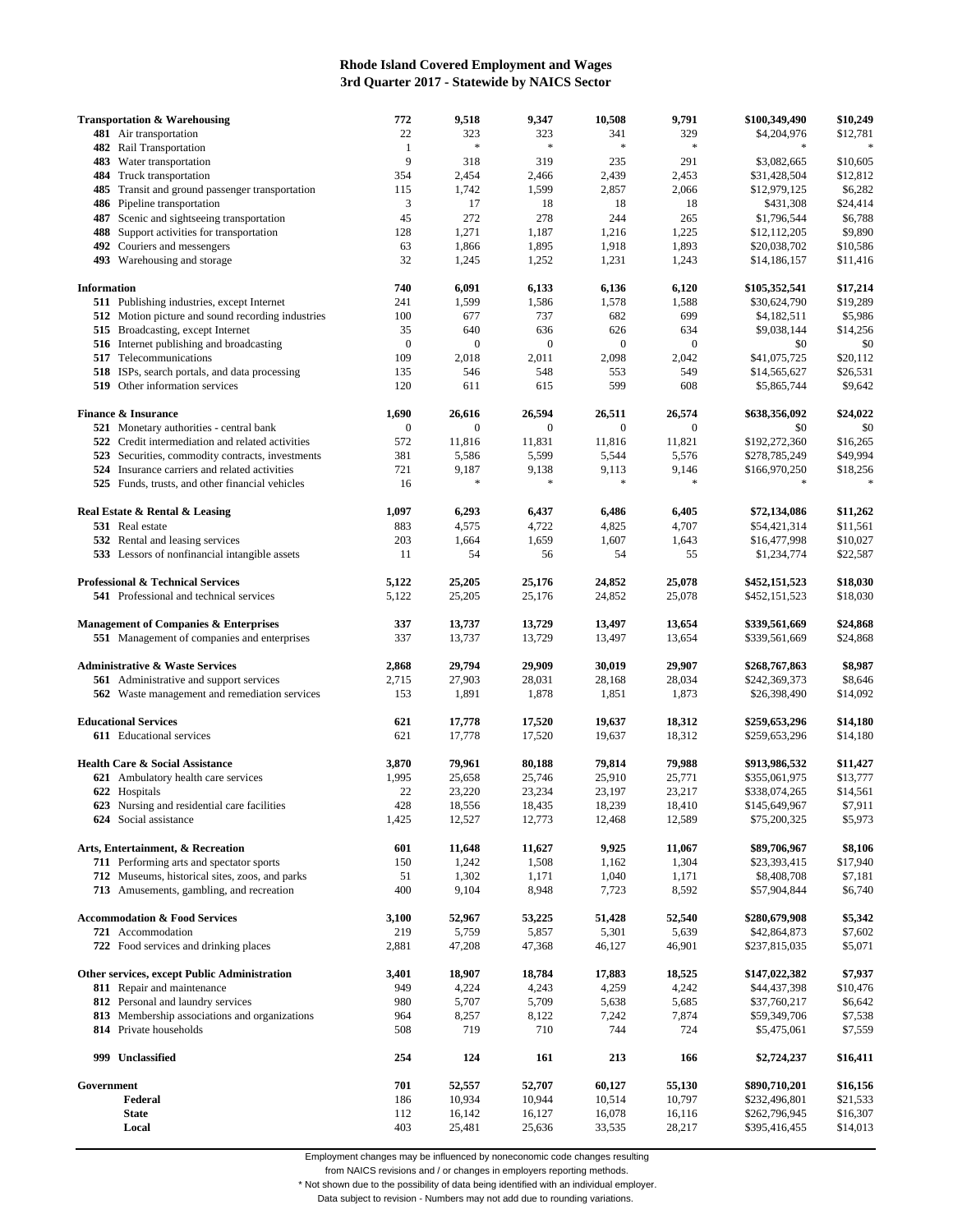# Rhode Island Covered Employment and Wages
## 3rd Quarter 2017 - Statewide by NAICS Sector

| | | | | | | | |
|---|---|---|---|---|---|---|---|
| **Transportation & Warehousing** | **772** | **9,518** | **9,347** | **10,508** | **9,791** | **$100,349,490** | **$10,249** |
| **481** Air transportation | 22 | 323 | 323 | 341 | 329 | $4,204,976 | $12,781 |
| **482** Rail Transportation | 1 | * | * | * | * | * | * |
| **483** Water transportation | 9 | 318 | 319 | 235 | 291 | $3,082,665 | $10,605 |
| **484** Truck transportation | 354 | 2,454 | 2,466 | 2,439 | 2,453 | $31,428,504 | $12,812 |
| **485** Transit and ground passenger transportation | 115 | 1,742 | 1,599 | 2,857 | 2,066 | $12,979,125 | $6,282 |
| **486** Pipeline transportation | 3 | 17 | 18 | 18 | 18 | $431,308 | $24,414 |
| **487** Scenic and sightseeing transportation | 45 | 272 | 278 | 244 | 265 | $1,796,544 | $6,788 |
| **488** Support activities for transportation | 128 | 1,271 | 1,187 | 1,216 | 1,225 | $12,112,205 | $9,890 |
| **492** Couriers and messengers | 63 | 1,866 | 1,895 | 1,918 | 1,893 | $20,038,702 | $10,586 |
| **493** Warehousing and storage | 32 | 1,245 | 1,252 | 1,231 | 1,243 | $14,186,157 | $11,416 |
| **Information** | **740** | **6,091** | **6,133** | **6,136** | **6,120** | **$105,352,541** | **$17,214** |
| **511** Publishing industries, except Internet | 241 | 1,599 | 1,586 | 1,578 | 1,588 | $30,624,790 | $19,289 |
| **512** Motion picture and sound recording industries | 100 | 677 | 737 | 682 | 699 | $4,182,511 | $5,986 |
| **515** Broadcasting, except Internet | 35 | 640 | 636 | 626 | 634 | $9,038,144 | $14,256 |
| **516** Internet publishing and broadcasting | 0 | 0 | 0 | 0 | 0 | $0 | $0 |
| **517** Telecommunications | 109 | 2,018 | 2,011 | 2,098 | 2,042 | $41,075,725 | $20,112 |
| **518** ISPs, search portals, and data processing | 135 | 546 | 548 | 553 | 549 | $14,565,627 | $26,531 |
| **519** Other information services | 120 | 611 | 615 | 599 | 608 | $5,865,744 | $9,642 |
| **Finance & Insurance** | **1,690** | **26,616** | **26,594** | **26,511** | **26,574** | **$638,356,092** | **$24,022** |
| **521** Monetary authorities - central bank | 0 | 0 | 0 | 0 | 0 | $0 | $0 |
| **522** Credit intermediation and related activities | 572 | 11,816 | 11,831 | 11,816 | 11,821 | $192,272,360 | $16,265 |
| **523** Securities, commodity contracts, investments | 381 | 5,586 | 5,599 | 5,544 | 5,576 | $278,785,249 | $49,994 |
| **524** Insurance carriers and related activities | 721 | 9,187 | 9,138 | 9,113 | 9,146 | $166,970,250 | $18,256 |
| **525** Funds, trusts, and other financial vehicles | 16 | * | * | * | * | * | * |
| **Real Estate & Rental & Leasing** | **1,097** | **6,293** | **6,437** | **6,486** | **6,405** | **$72,134,086** | **$11,262** |
| **531** Real estate | 883 | 4,575 | 4,722 | 4,825 | 4,707 | $54,421,314 | $11,561 |
| **532** Rental and leasing services | 203 | 1,664 | 1,659 | 1,607 | 1,643 | $16,477,998 | $10,027 |
| **533** Lessors of nonfinancial intangible assets | 11 | 54 | 56 | 54 | 55 | $1,234,774 | $22,587 |
| **Professional & Technical Services** | **5,122** | **25,205** | **25,176** | **24,852** | **25,078** | **$452,151,523** | **$18,030** |
| **541** Professional and technical services | 5,122 | 25,205 | 25,176 | 24,852 | 25,078 | $452,151,523 | $18,030 |
| **Management of Companies & Enterprises** | **337** | **13,737** | **13,729** | **13,497** | **13,654** | **$339,561,669** | **$24,868** |
| **551** Management of companies and enterprises | 337 | 13,737 | 13,729 | 13,497 | 13,654 | $339,561,669 | $24,868 |
| **Administrative & Waste Services** | **2,868** | **29,794** | **29,909** | **30,019** | **29,907** | **$268,767,863** | **$8,987** |
| **561** Administrative and support services | 2,715 | 27,903 | 28,031 | 28,168 | 28,034 | $242,369,373 | $8,646 |
| **562** Waste management and remediation services | 153 | 1,891 | 1,878 | 1,851 | 1,873 | $26,398,490 | $14,092 |
| **Educational Services** | **621** | **17,778** | **17,520** | **19,637** | **18,312** | **$259,653,296** | **$14,180** |
| **611** Educational services | 621 | 17,778 | 17,520 | 19,637 | 18,312 | $259,653,296 | $14,180 |
| **Health Care & Social Assistance** | **3,870** | **79,961** | **80,188** | **79,814** | **79,988** | **$913,986,532** | **$11,427** |
| **621** Ambulatory health care services | 1,995 | 25,658 | 25,746 | 25,910 | 25,771 | $355,061,975 | $13,777 |
| **622** Hospitals | 22 | 23,220 | 23,234 | 23,197 | 23,217 | $338,074,265 | $14,561 |
| **623** Nursing and residential care facilities | 428 | 18,556 | 18,435 | 18,239 | 18,410 | $145,649,967 | $7,911 |
| **624** Social assistance | 1,425 | 12,527 | 12,773 | 12,468 | 12,589 | $75,200,325 | $5,973 |
| **Arts, Entertainment, & Recreation** | **601** | **11,648** | **11,627** | **9,925** | **11,067** | **$89,706,967** | **$8,106** |
| **711** Performing arts and spectator sports | 150 | 1,242 | 1,508 | 1,162 | 1,304 | $23,393,415 | $17,940 |
| **712** Museums, historical sites, zoos, and parks | 51 | 1,302 | 1,171 | 1,040 | 1,171 | $8,408,708 | $7,181 |
| **713** Amusements, gambling, and recreation | 400 | 9,104 | 8,948 | 7,723 | 8,592 | $57,904,844 | $6,740 |
| **Accommodation & Food Services** | **3,100** | **52,967** | **53,225** | **51,428** | **52,540** | **$280,679,908** | **$5,342** |
| **721** Accommodation | 219 | 5,759 | 5,857 | 5,301 | 5,639 | $42,864,873 | $7,602 |
| **722** Food services and drinking places | 2,881 | 47,208 | 47,368 | 46,127 | 46,901 | $237,815,035 | $5,071 |
| **Other services, except Public Administration** | **3,401** | **18,907** | **18,784** | **17,883** | **18,525** | **$147,022,382** | **$7,937** |
| **811** Repair and maintenance | 949 | 4,224 | 4,243 | 4,259 | 4,242 | $44,437,398 | $10,476 |
| **812** Personal and laundry services | 980 | 5,707 | 5,709 | 5,638 | 5,685 | $37,760,217 | $6,642 |
| **813** Membership associations and organizations | 964 | 8,257 | 8,122 | 7,242 | 7,874 | $59,349,706 | $7,538 |
| **814** Private households | 508 | 719 | 710 | 744 | 724 | $5,475,061 | $7,559 |
| **999 Unclassified** | **254** | **124** | **161** | **213** | **166** | **$2,724,237** | **$16,411** |
| **Government** | **701** | **52,557** | **52,707** | **60,127** | **55,130** | **$890,710,201** | **$16,156** |
| **Federal** | 186 | 10,934 | 10,944 | 10,514 | 10,797 | $232,496,801 | $21,533 |
| **State** | 112 | 16,142 | 16,127 | 16,078 | 16,116 | $262,796,945 | $16,307 |
| **Local** | 403 | 25,481 | 25,636 | 33,535 | 28,217 | $395,416,455 | $14,013 |

Employment changes may be influenced by noneconomic code changes resulting from NAICS revisions and / or changes in employers reporting methods.

* Not shown due to the possibility of data being identified with an individual employer.

Data subject to revision - Numbers may not add due to rounding variations.